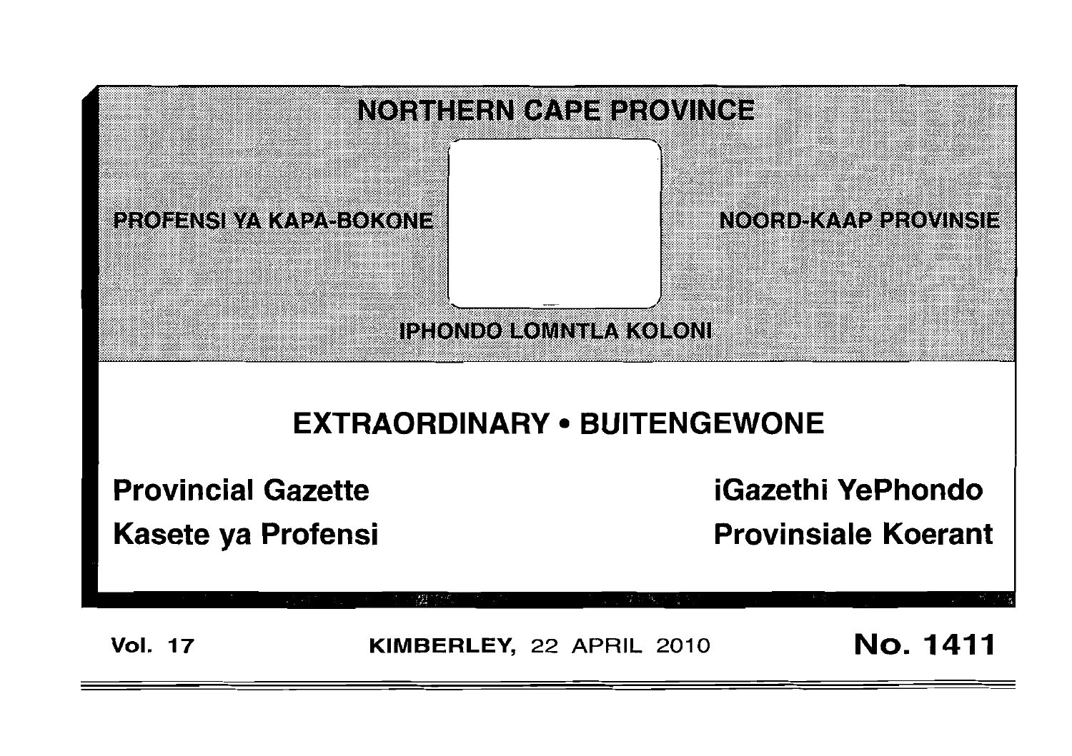# NORTHERN CAPE PROVINCE

PROFENSI YA KAPA-BOKONE

NOORD-KAAP PROVINSIE

IPHONDO LOMNTLA KOLONI

## EXTRAORDINARY • BUITENGEWONE

**Provincial Gazette**

**iGazethi YePhondo**

**Kasete ya Profensi**

**Provinsiale Koerant**

**Vol. 17** **KIMBERLEY,** 22 APRIL 2010 **No. 1411**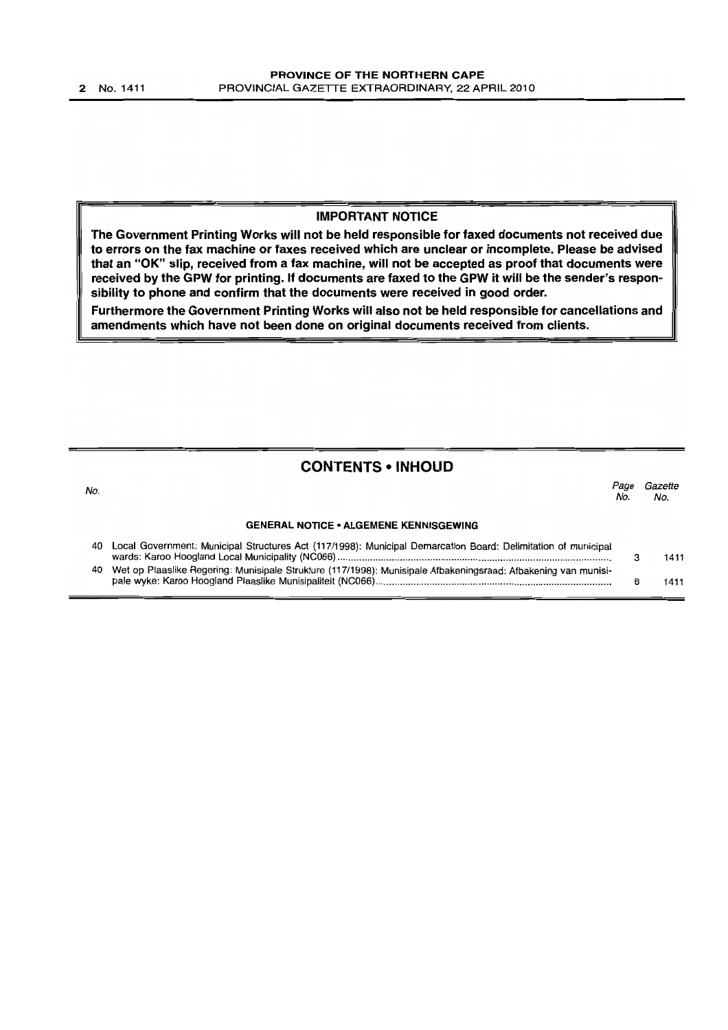## IMPORTANT NOTICE

**The Government Printing Works will not be held responsible for faxed documents not received due to errors on the fax machine or faxes received which are unclear or incomplete. Please be advised that an "OK" slip, received from a fax machine, will not be accepted as proof that documents were received by the GPW for printing. If documents are faxed to the GPW it will be the sender's responsibility to phone and confirm that the documents were received in good order.**

**Furthermore the Government Printing Works will also not be held responsible for cancellations and amendments which have not been done on original documents received from clients.**

## CONTENTS • INHOUD

| *No.* | | *Page No.* | *Gazette No.* |
|---|---|---|---|
| | **GENERAL NOTICE • ALGEMENE KENNISGEWING** | | |
| 40 | Local Government: Municipal Structures Act (117/1998): Municipal Demarcation Board: Delimitation of municipal wards: Karoo Hoogland Local Municipality (NC066) | 3 | 1411 |
| 40 | Wet op Plaaslike Regering: Munisipale Strukture (117/1998): Munisipale Afbakeningsraad: Afbakening van munisipale wyke: Karoo Hoogland Plaaslike Munisipaliteit (NC066) | 6 | 1411 |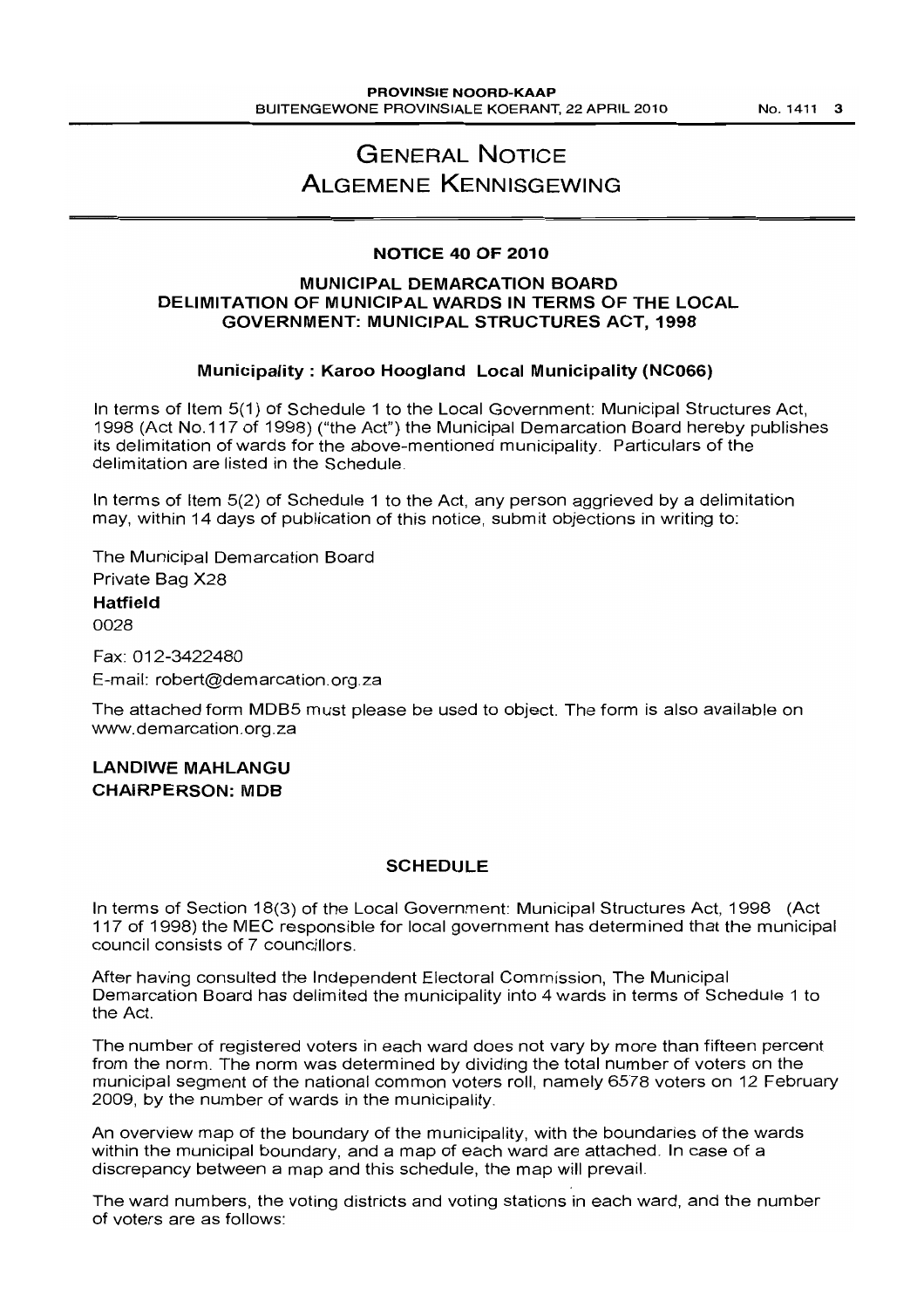# GENERAL NOTICE
# ALGEMENE KENNISGEWING

## NOTICE 40 OF 2010

### MUNICIPAL DEMARCATION BOARD DELIMITATION OF MUNICIPAL WARDS IN TERMS OF THE LOCAL GOVERNMENT: MUNICIPAL STRUCTURES ACT, 1998

#### Municipality : Karoo Hoogland Local Municipality (NC066)

In terms of Item 5(1) of Schedule 1 to the Local Government: Municipal Structures Act, 1998 (Act No.117 of 1998) ("the Act") the Municipal Demarcation Board hereby publishes its delimitation of wards for the above-mentioned municipality. Particulars of the delimitation are listed in the Schedule.

In terms of Item 5(2) of Schedule 1 to the Act, any person aggrieved by a delimitation may, within 14 days of publication of this notice, submit objections in writing to:

The Municipal Demarcation Board
Private Bag X28
**Hatfield**
0028

Fax: 012-3422480
E-mail: robert@demarcation.org.za

The attached form MDB5 must please be used to object. The form is also available on www.demarcation.org.za

**LANDIWE MAHLANGU**
**CHAIRPERSON: MDB**

## SCHEDULE

In terms of Section 18(3) of the Local Government: Municipal Structures Act, 1998 (Act 117 of 1998) the MEC responsible for local government has determined that the municipal council consists of 7 councillors.

After having consulted the Independent Electoral Commission, The Municipal Demarcation Board has delimited the municipality into 4 wards in terms of Schedule 1 to the Act.

The number of registered voters in each ward does not vary by more than fifteen percent from the norm. The norm was determined by dividing the total number of voters on the municipal segment of the national common voters roll, namely 6578 voters on 12 February 2009, by the number of wards in the municipality.

An overview map of the boundary of the municipality, with the boundaries of the wards within the municipal boundary, and a map of each ward are attached. In case of a discrepancy between a map and this schedule, the map will prevail.

The ward numbers, the voting districts and voting stations in each ward, and the number of voters are as follows: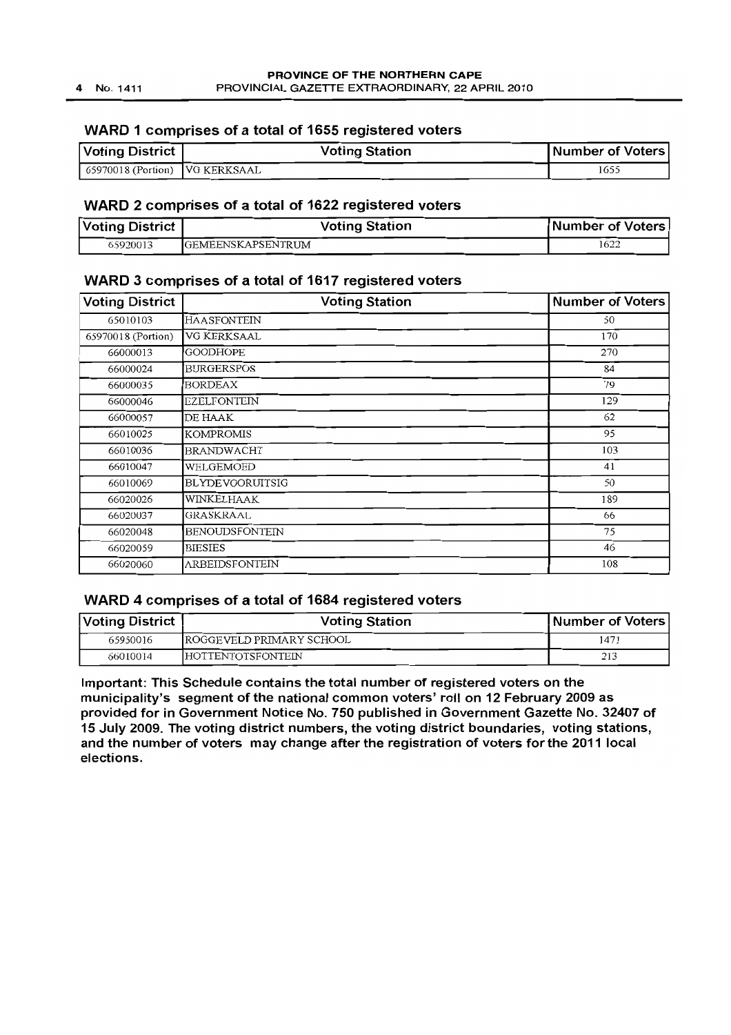### WARD 1 comprises of a total of 1655 registered voters

| Voting District | Voting Station | Number of Voters |
|---|---|---|
| 65970018 (Portion) | VG KERKSAAL | 1655 |

### WARD 2 comprises of a total of 1622 registered voters

| Voting District | Voting Station | Number of Voters |
|---|---|---|
| 65920013 | GEMEENSKAPSENTRUM | 1622 |

### WARD 3 comprises of a total of 1617 registered voters

| Voting District | Voting Station | Number of Voters |
|---|---|---|
| 65010103 | HAASFONTEIN | 50 |
| 65970018 (Portion) | VG KERKSAAL | 170 |
| 66000013 | GOODHOPE | 270 |
| 66000024 | BURGERSPOS | 84 |
| 66000035 | BORDEAX | 79 |
| 66000046 | EZELFONTEIN | 129 |
| 66000057 | DE HAAK | 62 |
| 66010025 | KOMPROMIS | 95 |
| 66010036 | BRANDWACHT | 103 |
| 66010047 | WELGEMOED | 41 |
| 66010069 | BLYDEVOORUITSIG | 50 |
| 66020026 | WINKELHAAK | 189 |
| 66020037 | GRASKRAAL | 66 |
| 66020048 | BENOUDSFONTEIN | 75 |
| 66020059 | BIESIES | 46 |
| 66020060 | ARBEIDSFONTEIN | 108 |

### WARD 4 comprises of a total of 1684 registered voters

| Voting District | Voting Station | Number of Voters |
|---|---|---|
| 65950016 | ROGGEVELD PRIMARY SCHOOL | 1471 |
| 66010014 | HOTTENTOTSFONTEIN | 213 |

**Important: This Schedule contains the total number of registered voters on the municipality's segment of the national common voters' roll on 12 February 2009 as provided for in Government Notice No. 750 published in Government Gazette No. 32407 of 15 July 2009. The voting district numbers, the voting district boundaries, voting stations, and the number of voters may change after the registration of voters for the 2011 local elections.**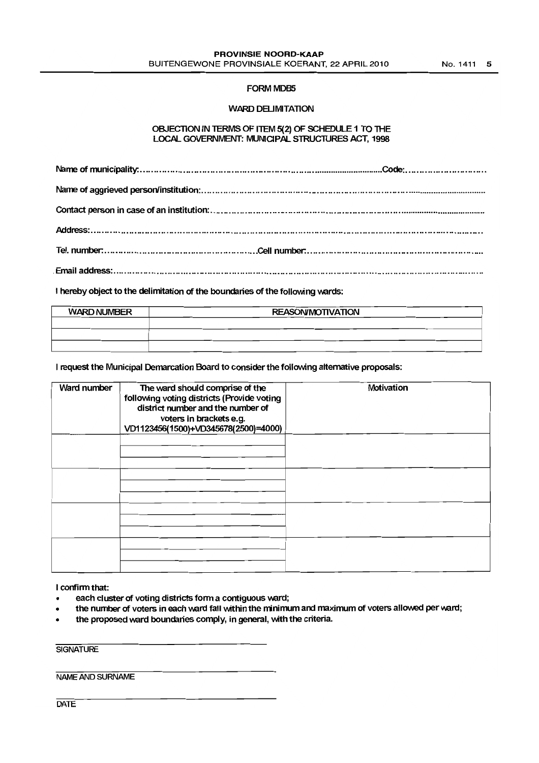# FORM MDB5

## WARD DELIMITATION

### OBJECTION IN TERMS OF ITEM 5(2) OF SCHEDULE 1 TO THE LOCAL GOVERNMENT: MUNICIPAL STRUCTURES ACT, 1998

Name of municipality:..........................................................................................Code:...........................

Name of aggrieved person/institution:..........................................................................................................

Contact person in case of an institution:......................................................................................................

Address:.........................................................................................................................................................

Tel. number:.....................................................Cell number:.........................................................................

Email address:................................................................................................................................................

I hereby object to the delimitation of the boundaries of the following wards:

| WARD NUMBER | REASON/MOTIVATION |
|---|---|
| | |
| | |
| | |

I request the Municipal Demarcation Board to consider the following alternative proposals:

| Ward number | The ward should comprise of the following voting districts (Provide voting district number and the number of voters in brackets e.g. VD1123456(1500)+VD345678(2500)=4000) | Motivation |
|---|---|---|
| | | |
| | | |
| | | |
| | | |

I confirm that:

- each cluster of voting districts form a contiguous ward;
- the number of voters in each ward fall within the minimum and maximum of voters allowed per ward;
- the proposed ward boundaries comply, in general, with the criteria.

______________________________
SIGNATURE

______________________________
NAME AND SURNAME

______________________________
DATE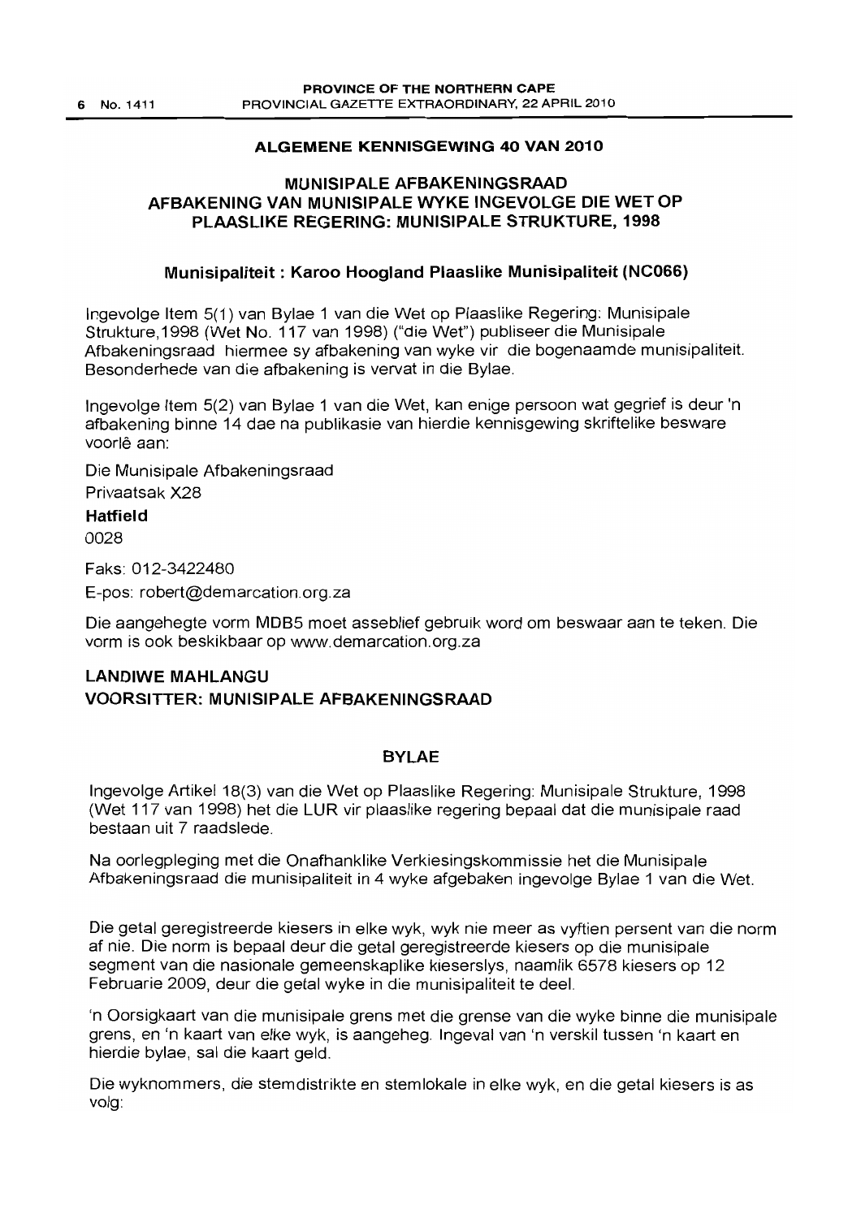## ALGEMENE KENNISGEWING 40 VAN 2010

## MUNISIPALE AFBAKENINGSRAAD AFBAKENING VAN MUNISIPALE WYKE INGEVOLGE DIE WET OP PLAASLIKE REGERING: MUNISIPALE STRUKTURE, 1998

### Munisipaliteit : Karoo Hoogland Plaaslike Munisipaliteit (NC066)

Ingevolge Item 5(1) van Bylae 1 van die Wet op Plaaslike Regering: Munisipale Strukture,1998 (Wet No. 117 van 1998) ("die Wet") publiseer die Munisipale Afbakeningsraad hiermee sy afbakening van wyke vir die bogenaamde munisipaliteit. Besonderhede van die afbakening is vervat in die Bylae.

Ingevolge Item 5(2) van Bylae 1 van die Wet, kan enige persoon wat gegrief is deur 'n afbakening binne 14 dae na publikasie van hierdie kennisgewing skriftelike besware voorlê aan:

Die Munisipale Afbakeningsraad
Privaatsak X28
**Hatfield**
0028

Faks: 012-3422480

E-pos: robert@demarcation.org.za

Die aangehegte vorm MDB5 moet asseblief gebruik word om beswaar aan te teken. Die vorm is ook beskikbaar op www.demarcation.org.za

**LANDIWE MAHLANGU**
**VOORSITTER: MUNISIPALE AFBAKENINGSRAAD**

### BYLAE

Ingevolge Artikel 18(3) van die Wet op Plaaslike Regering: Munisipale Strukture, 1998 (Wet 117 van 1998) het die LUR vir plaaslike regering bepaal dat die munisipale raad bestaan uit 7 raadslede.

Na oorlegpleging met die Onafhanklike Verkiesingskommissie het die Munisipale Afbakeningsraad die munisipaliteit in 4 wyke afgebaken ingevolge Bylae 1 van die Wet.

Die getal geregistreerde kiesers in elke wyk, wyk nie meer as vyftien persent van die norm af nie. Die norm is bepaal deur die getal geregistreerde kiesers op die munisipale segment van die nasionale gemeenskaplike kieserslys, naamlik 6578 kiesers op 12 Februarie 2009, deur die getal wyke in die munisipaliteit te deel.

'n Oorsigkaart van die munisipale grens met die grense van die wyke binne die munisipale grens, en 'n kaart van elke wyk, is aangeheg. Ingeval van 'n verskil tussen 'n kaart en hierdie bylae, sal die kaart geld.

Die wyknommers, die stemdistrikte en stemlokale in elke wyk, en die getal kiesers is as volg: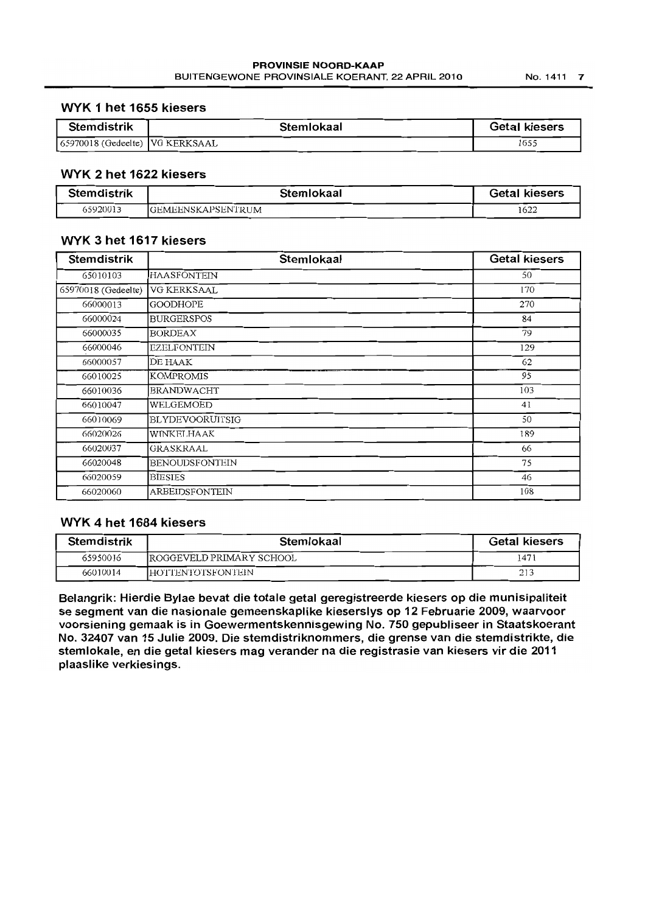## WYK 1 het 1655 kiesers

| Stemdistrik | Stemlokaal | Getal kiesers |
|---|---|---|
| 65970018 (Gedeelte) | VG KERKSAAL | 1655 |

## WYK 2 het 1622 kiesers

| Stemdistrik | Stemlokaal | Getal kiesers |
|---|---|---|
| 65920013 | GEMEENSKAPSENTRUM | 1622 |

## WYK 3 het 1617 kiesers

| Stemdistrik | Stemlokaal | Getal kiesers |
|---|---|---|
| 65010103 | HAASFONTEIN | 50 |
| 65970018 (Gedeelte) | VG KERKSAAL | 170 |
| 66000013 | GOODHOPE | 270 |
| 66000024 | BURGERSPOS | 84 |
| 66000035 | BORDEAX | 79 |
| 66000046 | EZELFONTEIN | 129 |
| 66000057 | DE HAAK | 62 |
| 66010025 | KOMPROMIS | 95 |
| 66010036 | BRANDWACHT | 103 |
| 66010047 | WELGEMOED | 41 |
| 66010069 | BLYDEVOORUITSIG | 50 |
| 66020026 | WINKELHAAK | 189 |
| 66020037 | GRASKRAAL | 66 |
| 66020048 | BENOUDSFONTEIN | 75 |
| 66020059 | BIESIES | 46 |
| 66020060 | ARBEIDSFONTEIN | 108 |

## WYK 4 het 1684 kiesers

| Stemdistrik | Stemlokaal | Getal kiesers |
|---|---|---|
| 65950016 | ROGGEVELD PRIMARY SCHOOL | 1471 |
| 66010014 | HOTTENTOTSFONTEIN | 213 |

**Belangrik: Hierdie Bylae bevat die totale getal geregistreerde kiesers op die munisipaliteit se segment van die nasionale gemeenskaplike kieserslys op 12 Februarie 2009, waarvoor voorsiening gemaak is in Goewermentskennisgewing No. 750 gepubliseer in Staatskoerant No. 32407 van 15 Julie 2009. Die stemdistriknommers, die grense van die stemdistrikte, die stemlokale, en die getal kiesers mag verander na die registrasie van kiesers vir die 2011 plaaslike verkiesings.**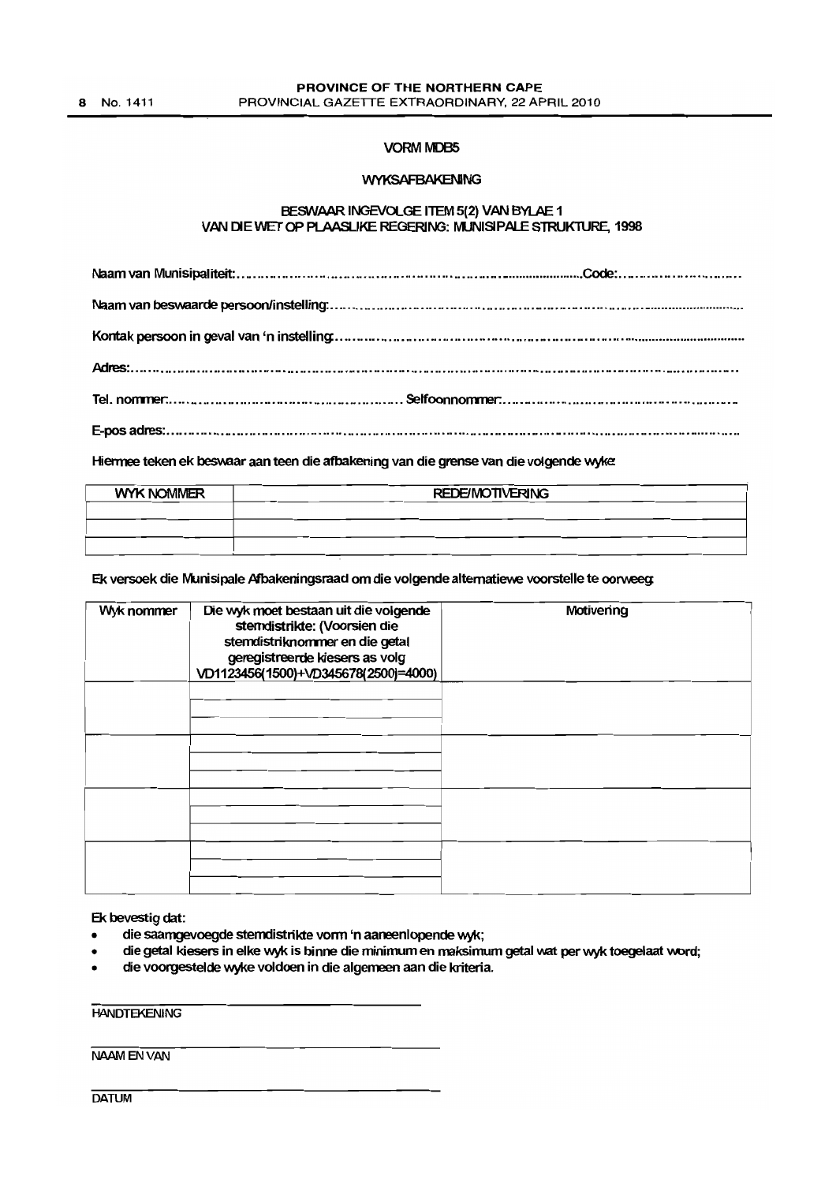## VORM MDB5

### WYKSAFBAKENING

### BESWAAR INGEVOLGE ITEM 5(2) VAN BYLAE 1 VAN DIE WET OP PLAASLIKE REGERING: MUNISIPALE STRUKTURE, 1998

Naam van Munisipaliteit:.............................................................................................................Code:...................................

Naam van beswaarde persoon/instelling:.......................................................................................................................................

Kontak persoon in geval van 'n instelling:.....................................................................................................................................

Adres:............................................................................................................................................................................................

Tel. nommer:............................................................................ Selfoonnommer:..........................................................................

E-pos adres:...................................................................................................................................................................................

Hiermee teken ek beswaar aan teen die afbakening van die grense van die volgende wyke:

| WYK NOMMER | REDE/MOTIVERING |
|---|---|
| | |
| | |
| | |

Ek versoek die Munisipale Afbakeningsraad om die volgende alternatiewe voorstelle te oorweeg:

| Wyk nommer | Die wyk moet bestaan uit die volgende stemdistrikte: (Voorsien die stemdistriknommer en die getal geregistreerde kiesers as volg VD1123456(1500)+VD345678(2500)=4000) | Motivering |
|---|---|---|
| | | |
| | | |
| | | |
| | | |

Ek bevestig dat:

- die saamgevoegde stemdistrikte vorm 'n aaneenlopende wyk;
- die getal kiesers in elke wyk is binne die minimum en maksimum getal wat per wyk toegelaat word;
- die voorgestelde wyke voldoen in die algemeen aan die kriteria.

______________________________
HANDTEKENING

______________________________
NAAM EN VAN

______________________________
DATUM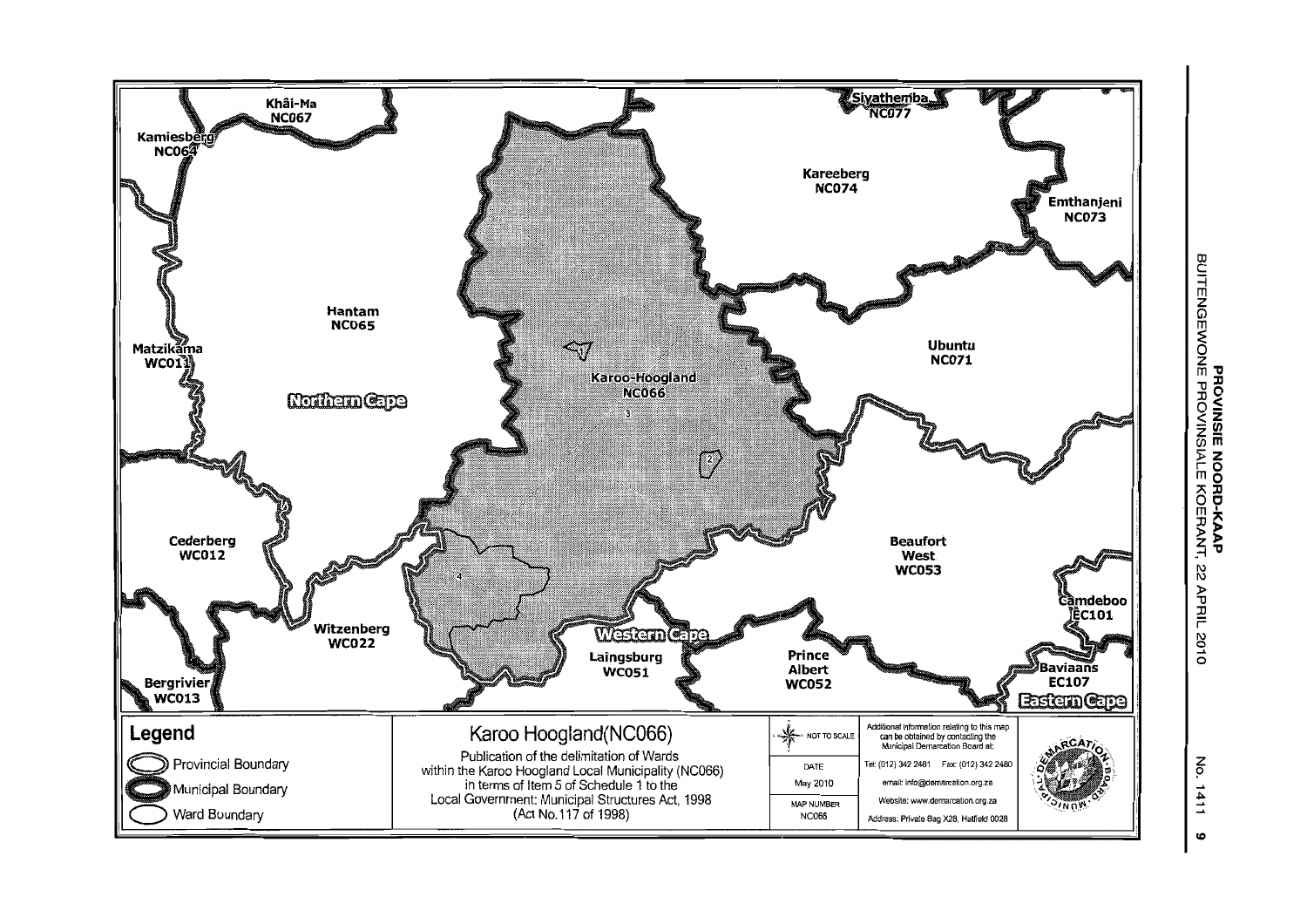Khâi-Ma
NC067

Kamiesberg
NC064

Siyathemba
NC077

Kareeberg
NC074

Emthanjeni
NC073

Hantam
NC065

Matzikama
WC011

Karoo-Hoogland
NC066

Ubuntu
NC071

Northern Cape

Cederberg
WC012

Beaufort
West
WC053

Camdeboo
EC101

Witzenberg
WC022

Western Cape

Laingsburg
WC051

Prince
Albert
WC052

Baviaans
EC107

Bergrivier
WC013

Eastern Cape

## Legend

- Provincial Boundary
- Municipal Boundary
- Ward Boundary

## Karoo Hoogland(NC066)

Publication of the delimitation of Wards within the Karoo Hoogland Local Municipality (NC066) in terms of Item 5 of Schedule 1 to the Local Government: Municipal Structures Act, 1998 (Act No.117 of 1998)

NOT TO SCALE

DATE
May 2010

MAP NUMBER
NC066

Additional information relating to this map can be obtained by contacting the Municipal Demarcation Board at:

Tel: (012) 342 2481 Fax: (012) 342 2480

email: info@demarcation.org.za

Website: www.demarcation.org.za

Address: Private Bag X28, Hatfield 0028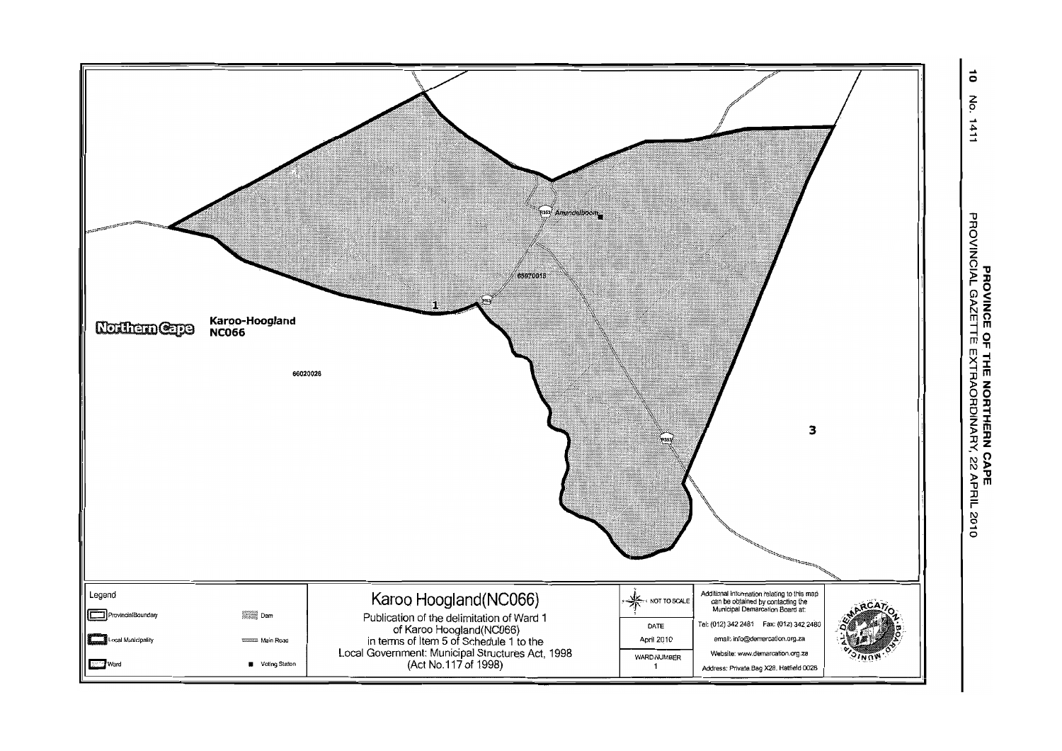Northern Cape

Karoo-Hoogland
NC066

66020026

65070018

Amandelboom

1

3

Legend

- Provincial Boundary
- Local Municipality
- Ward
- Dam
- Main Road
- Voting Station

# Karoo Hoogland(NC066)

Publication of the delimitation of Ward 1 of Karoo Hoogland(NC066) in terms of Item 5 of Schedule 1 to the Local Government: Municipal Structures Act, 1998 (Act No.117 of 1998)

NOT TO SCALE

DATE: April 2010

WARD NUMBER: 1

Additional information relating to this map can be obtained by contacting the Municipal Demarcation Board at:

Tel: (012) 342 2481 Fax: (012) 342 2480

email: info@demarcation.org.za

Website: www.demarcation.org.za

Address: Private Bag X28, Hatfield 0028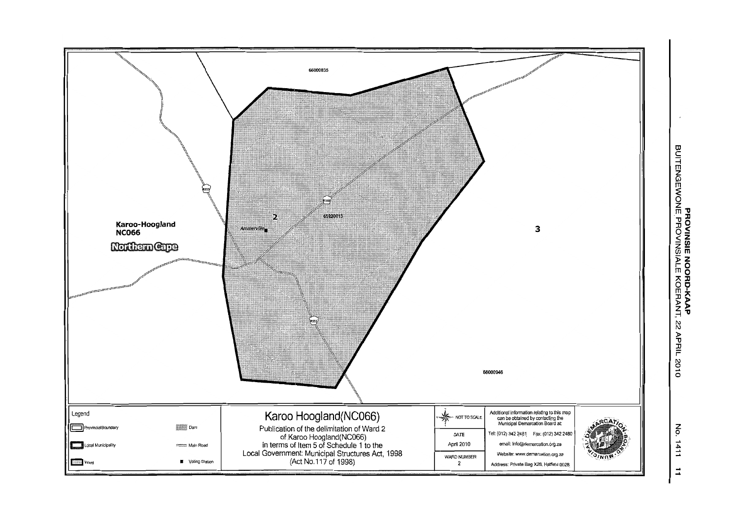66000035

Karoo-Hoogland
NC066

Northern Cape

2

65920013

Ammerville

R358

R353

R355

3

66000046

Legend

- Provincial Boundary
- Local Municipality
- Ward
- Dam
- Main Road
- Voting Station

# Karoo Hoogland(NC066)

Publication of the delimitation of Ward 2 of Karoo Hoogland(NC066) in terms of Item 5 of Schedule 1 to the Local Government: Municipal Structures Act, 1998 (Act No.117 of 1998)

NOT TO SCALE

| DATE | April 2010 |
| --- | --- |
| WARD NUMBER | 2 |

Additional information relating to this map can be obtained by contacting the Municipal Demarcation Board at:

Tel: (012) 342 2481 Fax: (012) 342 2480

email: info@demarcation.org.za

Website: www.demarcation.org.za

Address: Private Bag X28, Hatfield 0028

MUNICIPAL DEMARCATION BOARD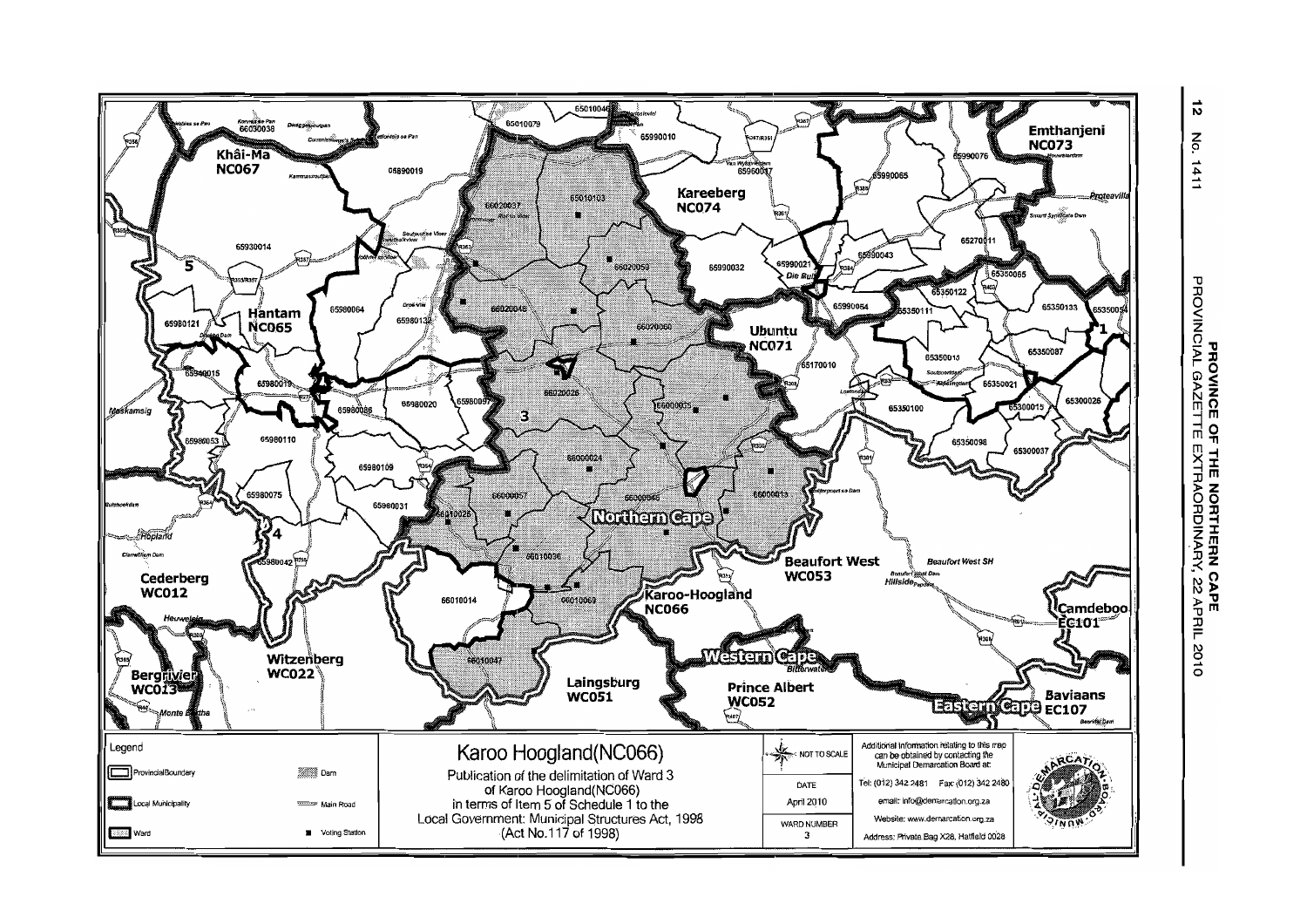# Karoo Hoogland(NC066)

Publication of the delimitation of Ward 3 of Karoo Hoogland(NC066) in terms of Item 5 of Schedule 1 to the Local Government: Municipal Structures Act, 1998 (Act No.117 of 1998)

**Legend**

- Provincial Boundary
- Local Municipality
- Ward
- Dam
- Main Road
- Voting Station

NOT TO SCALE

| DATE |
|---|
| April 2010 |

| WARD NUMBER |
|---|
| 3 |

Additional information relating to this map can be obtained by contacting the Municipal Demarcation Board at:

Tel: (012) 342 2481 Fax: (012) 342 2480

email: info@demarcation.org.za

Website: www.demarcation.org.za

Address: Private Bag X28, Hatfield 0028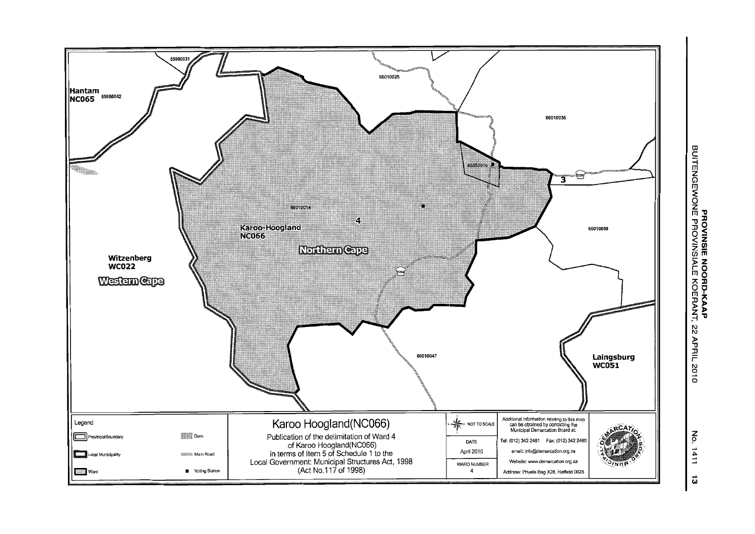Hantam
NC065

65980031
65980042
66010025
66010036
65950016
3
66010014
4
Karoo-Hoogland
NC066
Northern Cape
66010069
Witzenberg
WC022
Western Cape
66010047
Laingsburg
WC051

Legend

| | |
|---|---|
| Provincial Boundary | Dam |
| Local Municipality | Main Road |
| Ward | Voting Station |

# Karoo Hoogland(NC066)

Publication of the delimitation of Ward 4 of Karoo Hoogland(NC066) in terms of Item 5 of Schedule 1 to the Local Government: Municipal Structures Act, 1998 (Act No.117 of 1998)

NOT TO SCALE

DATE
April 2010

WARD NUMBER
4

Additional information relating to this map can be obtained by contacting the Municipal Demarcation Board at:

Tel: (012) 342 2481 Fax: (012) 342 2480

email: info@demarcation.org.za

Website: www.demarcation.org.za

Address: Private Bag X28, Hatfield 0028